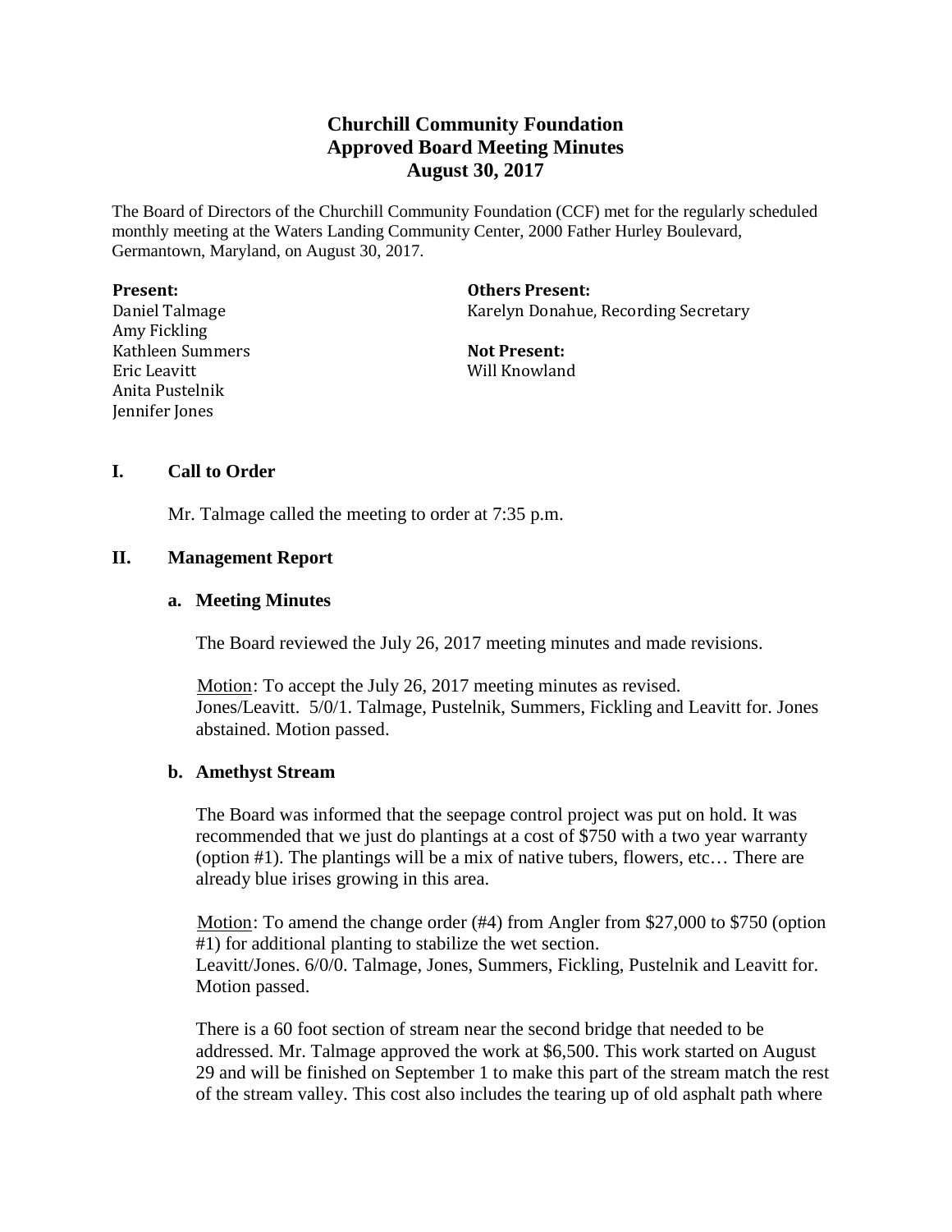# Churchill Community Foundation
## Approved Board Meeting Minutes
## August 30, 2017

The Board of Directors of the Churchill Community Foundation (CCF) met for the regularly scheduled monthly meeting at the Waters Landing Community Center, 2000 Father Hurley Boulevard, Germantown, Maryland, on August 30, 2017.

**Present:**
Daniel Talmage
Amy Fickling
Kathleen Summers
Eric Leavitt
Anita Pustelnik
Jennifer Jones

**Others Present:**
Karelyn Donahue, Recording Secretary

**Not Present:**
Will Knowland

### I. Call to Order

Mr. Talmage called the meeting to order at 7:35 p.m.

### II. Management Report

#### a. Meeting Minutes

The Board reviewed the July 26, 2017 meeting minutes and made revisions.

Motion: To accept the July 26, 2017 meeting minutes as revised.
Jones/Leavitt. 5/0/1. Talmage, Pustelnik, Summers, Fickling and Leavitt for. Jones abstained. Motion passed.

#### b. Amethyst Stream

The Board was informed that the seepage control project was put on hold. It was recommended that we just do plantings at a cost of $750 with a two year warranty (option #1). The plantings will be a mix of native tubers, flowers, etc… There are already blue irises growing in this area.

Motion: To amend the change order (#4) from Angler from $27,000 to $750 (option #1) for additional planting to stabilize the wet section.
Leavitt/Jones. 6/0/0. Talmage, Jones, Summers, Fickling, Pustelnik and Leavitt for. Motion passed.

There is a 60 foot section of stream near the second bridge that needed to be addressed. Mr. Talmage approved the work at $6,500. This work started on August 29 and will be finished on September 1 to make this part of the stream match the rest of the stream valley. This cost also includes the tearing up of old asphalt path where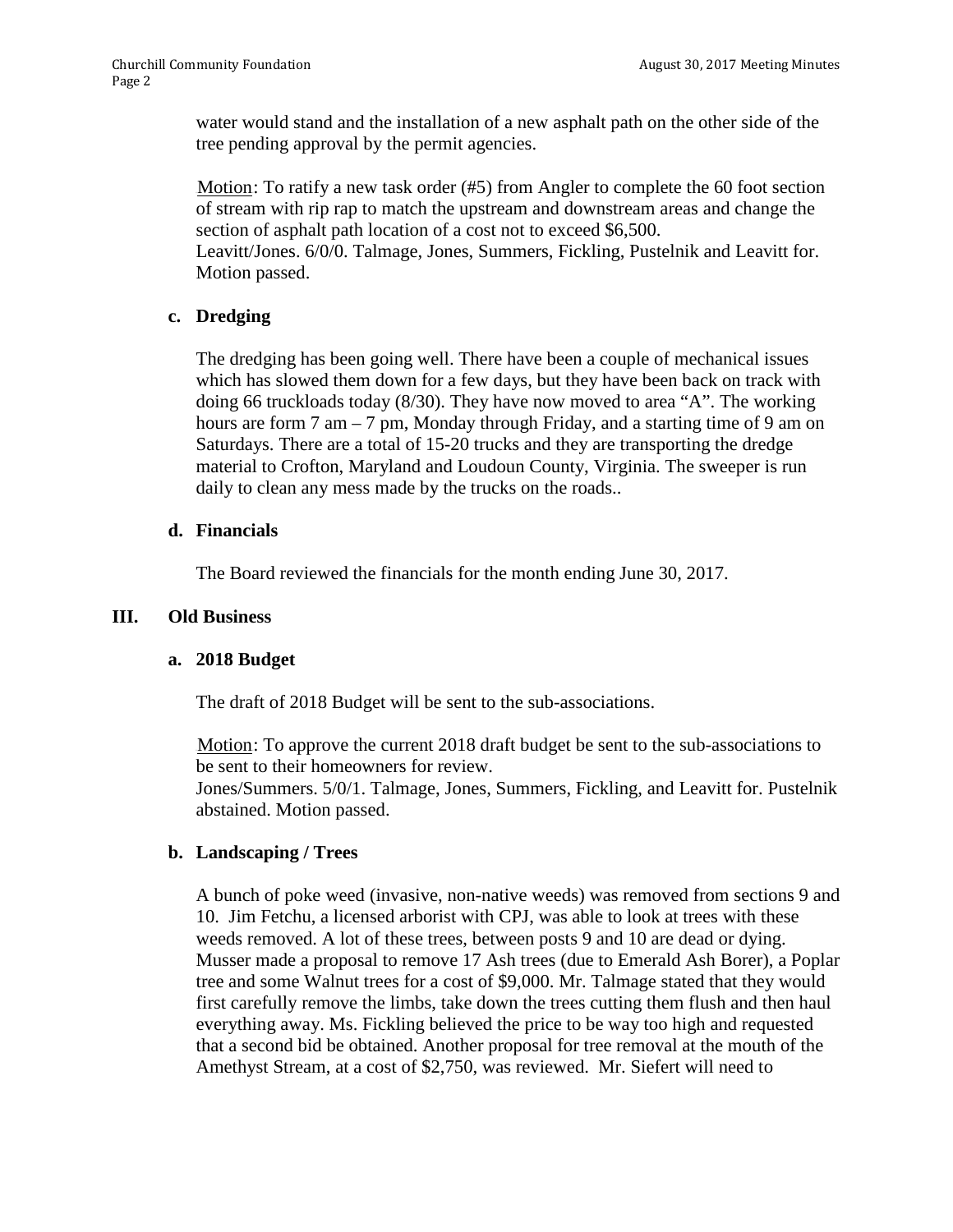water would stand and the installation of a new asphalt path on the other side of the tree pending approval by the permit agencies.

Motion: To ratify a new task order (#5) from Angler to complete the 60 foot section of stream with rip rap to match the upstream and downstream areas and change the section of asphalt path location of a cost not to exceed $6,500.
Leavitt/Jones. 6/0/0. Talmage, Jones, Summers, Fickling, Pustelnik and Leavitt for. Motion passed.

**c. Dredging**

The dredging has been going well. There have been a couple of mechanical issues which has slowed them down for a few days, but they have been back on track with doing 66 truckloads today (8/30). They have now moved to area "A". The working hours are form 7 am – 7 pm, Monday through Friday, and a starting time of 9 am on Saturdays. There are a total of 15-20 trucks and they are transporting the dredge material to Crofton, Maryland and Loudoun County, Virginia. The sweeper is run daily to clean any mess made by the trucks on the roads..

**d. Financials**

The Board reviewed the financials for the month ending June 30, 2017.

## III. Old Business

**a. 2018 Budget**

The draft of 2018 Budget will be sent to the sub-associations.

Motion: To approve the current 2018 draft budget be sent to the sub-associations to be sent to their homeowners for review.
Jones/Summers. 5/0/1. Talmage, Jones, Summers, Fickling, and Leavitt for. Pustelnik abstained. Motion passed.

**b. Landscaping / Trees**

A bunch of poke weed (invasive, non-native weeds) was removed from sections 9 and 10. Jim Fetchu, a licensed arborist with CPJ, was able to look at trees with these weeds removed. A lot of these trees, between posts 9 and 10 are dead or dying. Musser made a proposal to remove 17 Ash trees (due to Emerald Ash Borer), a Poplar tree and some Walnut trees for a cost of $9,000. Mr. Talmage stated that they would first carefully remove the limbs, take down the trees cutting them flush and then haul everything away. Ms. Fickling believed the price to be way too high and requested that a second bid be obtained. Another proposal for tree removal at the mouth of the Amethyst Stream, at a cost of $2,750, was reviewed. Mr. Siefert will need to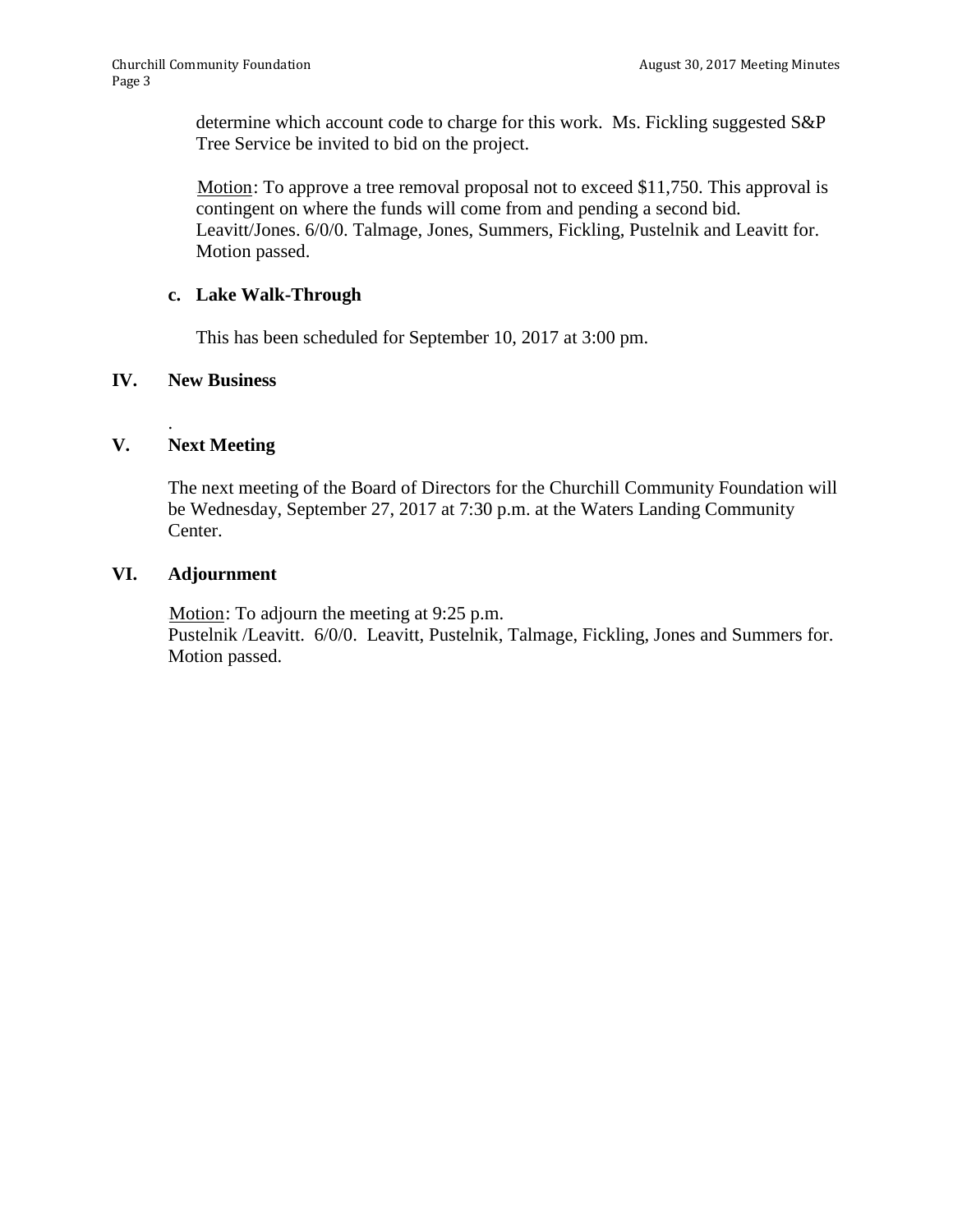determine which account code to charge for this work. Ms. Fickling suggested S&P Tree Service be invited to bid on the project.

Motion: To approve a tree removal proposal not to exceed $11,750. This approval is contingent on where the funds will come from and pending a second bid. Leavitt/Jones. 6/0/0. Talmage, Jones, Summers, Fickling, Pustelnik and Leavitt for. Motion passed.

### c. Lake Walk-Through

This has been scheduled for September 10, 2017 at 3:00 pm.

## IV. New Business

.

## V. Next Meeting

The next meeting of the Board of Directors for the Churchill Community Foundation will be Wednesday, September 27, 2017 at 7:30 p.m. at the Waters Landing Community Center.

## VI. Adjournment

Motion: To adjourn the meeting at 9:25 p.m.
Pustelnik /Leavitt. 6/0/0. Leavitt, Pustelnik, Talmage, Fickling, Jones and Summers for. Motion passed.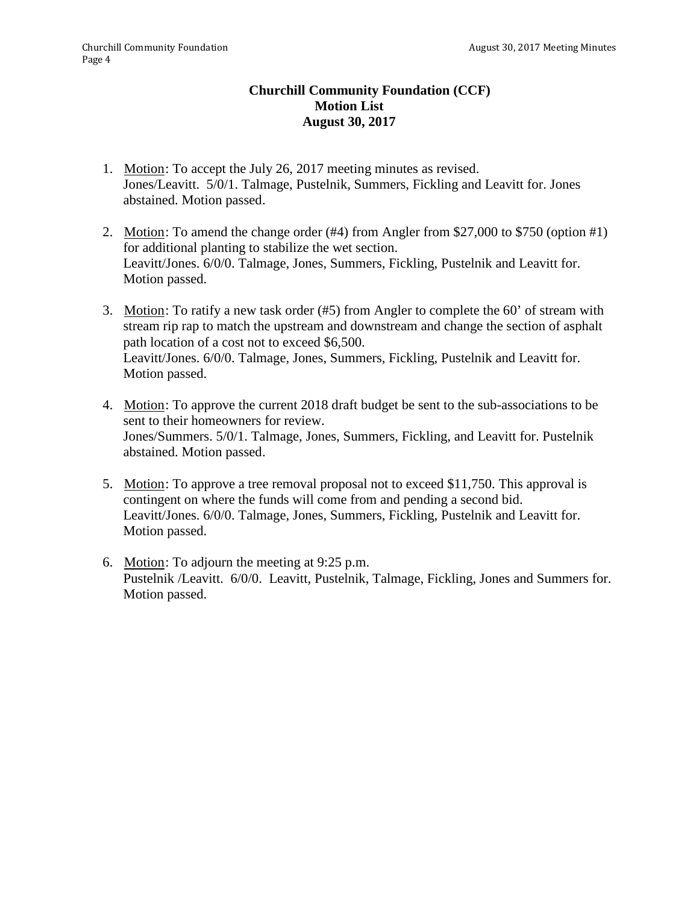**Churchill Community Foundation (CCF)**
**Motion List**
**August 30, 2017**

1. Motion: To accept the July 26, 2017 meeting minutes as revised.
   Jones/Leavitt. 5/0/1. Talmage, Pustelnik, Summers, Fickling and Leavitt for. Jones abstained. Motion passed.

2. Motion: To amend the change order (#4) from Angler from $27,000 to $750 (option #1) for additional planting to stabilize the wet section.
   Leavitt/Jones. 6/0/0. Talmage, Jones, Summers, Fickling, Pustelnik and Leavitt for. Motion passed.

3. Motion: To ratify a new task order (#5) from Angler to complete the 60' of stream with stream rip rap to match the upstream and downstream and change the section of asphalt path location of a cost not to exceed $6,500.
   Leavitt/Jones. 6/0/0. Talmage, Jones, Summers, Fickling, Pustelnik and Leavitt for. Motion passed.

4. Motion: To approve the current 2018 draft budget be sent to the sub-associations to be sent to their homeowners for review.
   Jones/Summers. 5/0/1. Talmage, Jones, Summers, Fickling, and Leavitt for. Pustelnik abstained. Motion passed.

5. Motion: To approve a tree removal proposal not to exceed $11,750. This approval is contingent on where the funds will come from and pending a second bid.
   Leavitt/Jones. 6/0/0. Talmage, Jones, Summers, Fickling, Pustelnik and Leavitt for. Motion passed.

6. Motion: To adjourn the meeting at 9:25 p.m.
   Pustelnik /Leavitt. 6/0/0. Leavitt, Pustelnik, Talmage, Fickling, Jones and Summers for. Motion passed.